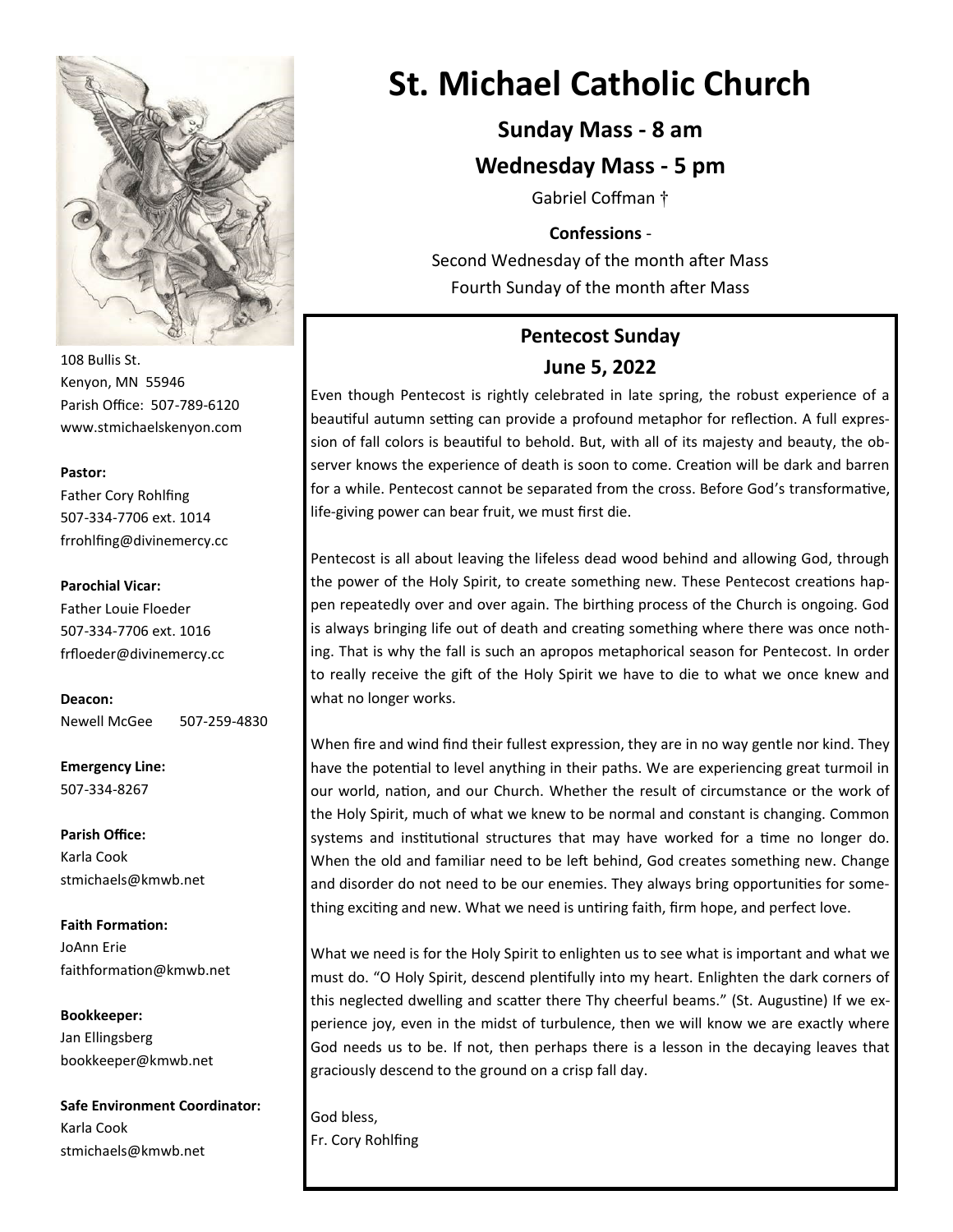# St. Michael Catholic Church

**Sunday Mass - 8 am**

**Wednesday Mass - 5 pm**

Gabriel Coffman †

**Confessions** -

Second Wednesday of the month after Mass

Fourth Sunday of the month after Mass

## Pentecost Sunday

## June 5, 2022

Even though Pentecost is rightly celebrated in late spring, the robust experience of a beautiful autumn setting can provide a profound metaphor for reflection. A full expression of fall colors is beautiful to behold. But, with all of its majesty and beauty, the observer knows the experience of death is soon to come. Creation will be dark and barren for a while. Pentecost cannot be separated from the cross. Before God's transformative, life-giving power can bear fruit, we must first die.

Pentecost is all about leaving the lifeless dead wood behind and allowing God, through the power of the Holy Spirit, to create something new. These Pentecost creations happen repeatedly over and over again. The birthing process of the Church is ongoing. God is always bringing life out of death and creating something where there was once nothing. That is why the fall is such an apropos metaphorical season for Pentecost. In order to really receive the gift of the Holy Spirit we have to die to what we once knew and what no longer works.

When fire and wind find their fullest expression, they are in no way gentle nor kind. They have the potential to level anything in their paths. We are experiencing great turmoil in our world, nation, and our Church. Whether the result of circumstance or the work of the Holy Spirit, much of what we knew to be normal and constant is changing. Common systems and institutional structures that may have worked for a time no longer do. When the old and familiar need to be left behind, God creates something new. Change and disorder do not need to be our enemies. They always bring opportunities for something exciting and new. What we need is untiring faith, firm hope, and perfect love.

What we need is for the Holy Spirit to enlighten us to see what is important and what we must do. "O Holy Spirit, descend plentifully into my heart. Enlighten the dark corners of this neglected dwelling and scatter there Thy cheerful beams." (St. Augustine) If we experience joy, even in the midst of turbulence, then we will know we are exactly where God needs us to be. If not, then perhaps there is a lesson in the decaying leaves that graciously descend to the ground on a crisp fall day.

God bless,
Fr. Cory Rohlfing

---

108 Bullis St.
Kenyon, MN 55946
Parish Office: 507-789-6120
www.stmichaelskenyon.com

**Pastor:**
Father Cory Rohlfing
507-334-7706 ext. 1014
frrohlfing@divinemercy.cc

**Parochial Vicar:**
Father Louie Floeder
507-334-7706 ext. 1016
frfloeder@divinemercy.cc

**Deacon:**
Newell McGee 507-259-4830

**Emergency Line:**
507-334-8267

**Parish Office:**
Karla Cook
stmichaels@kmwb.net

**Faith Formation:**
JoAnn Erie
faithformation@kmwb.net

**Bookkeeper:**
Jan Ellingsberg
bookkeeper@kmwb.net

**Safe Environment Coordinator:**
Karla Cook
stmichaels@kmwb.net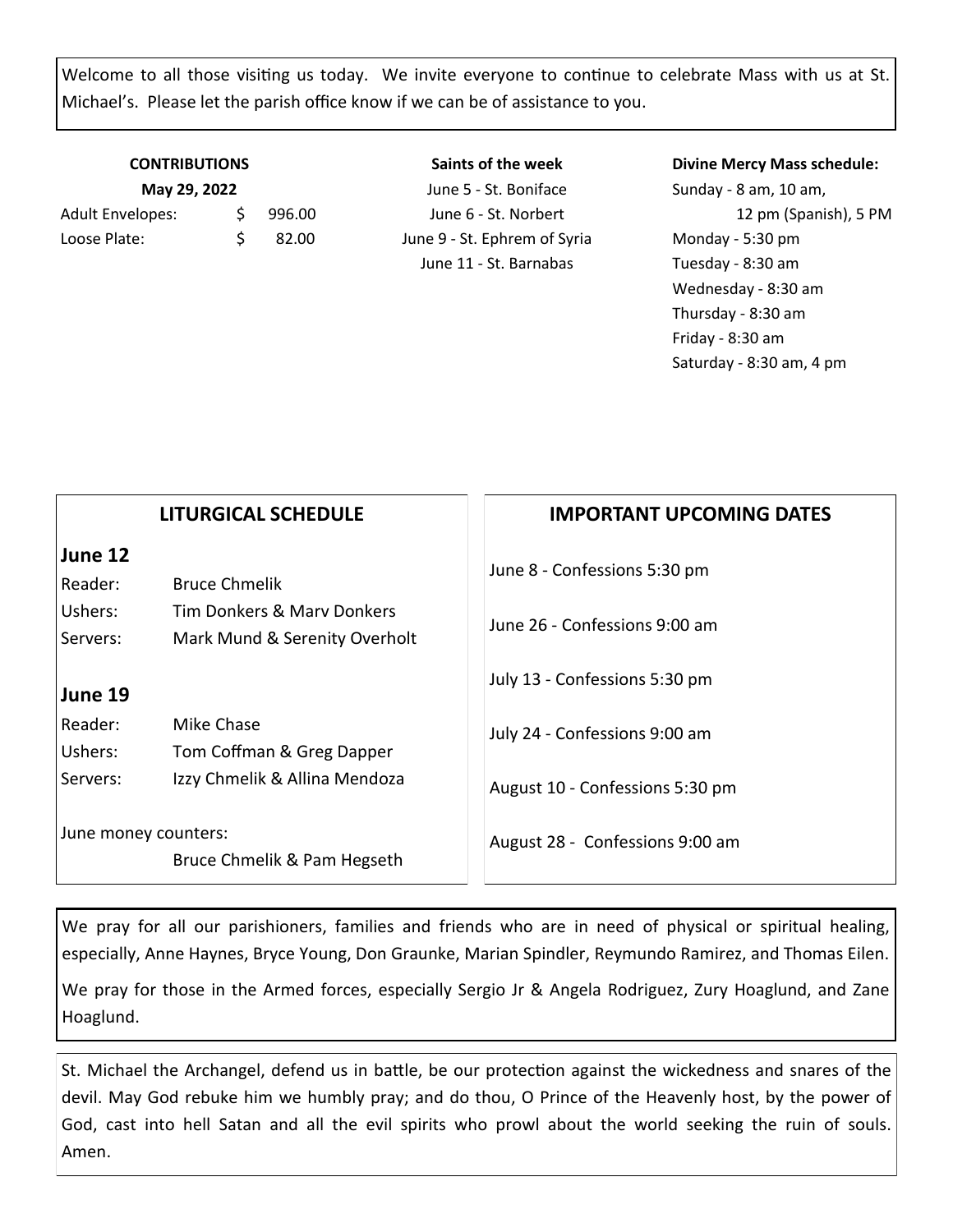Welcome to all those visiting us today. We invite everyone to continue to celebrate Mass with us at St. Michael's. Please let the parish office know if we can be of assistance to you.

**CONTRIBUTIONS**

**May 29, 2022**

| | | |
|---|---|---|
| Adult Envelopes: | $ | 996.00 |
| Loose Plate: | $ | 82.00 |

**Saints of the week**

June 5 - St. Boniface
June 6 - St. Norbert
June 9 - St. Ephrem of Syria
June 11 - St. Barnabas

**Divine Mercy Mass schedule:**

Sunday - 8 am, 10 am, 12 pm (Spanish), 5 PM
Monday - 5:30 pm
Tuesday - 8:30 am
Wednesday - 8:30 am
Thursday - 8:30 am
Friday - 8:30 am
Saturday - 8:30 am, 4 pm

## LITURGICAL SCHEDULE

### June 12

Reader: Bruce Chmelik
Ushers: Tim Donkers & Marv Donkers
Servers: Mark Mund & Serenity Overholt

### June 19

Reader: Mike Chase
Ushers: Tom Coffman & Greg Dapper
Servers: Izzy Chmelik & Allina Mendoza

June money counters:
Bruce Chmelik & Pam Hegseth

## IMPORTANT UPCOMING DATES

June 8 - Confessions 5:30 pm

June 26 - Confessions 9:00 am

July 13 - Confessions 5:30 pm

July 24 - Confessions 9:00 am

August 10 - Confessions 5:30 pm

August 28 - Confessions 9:00 am

We pray for all our parishioners, families and friends who are in need of physical or spiritual healing, especially, Anne Haynes, Bryce Young, Don Graunke, Marian Spindler, Reymundo Ramirez, and Thomas Eilen.

We pray for those in the Armed forces, especially Sergio Jr & Angela Rodriguez, Zury Hoaglund, and Zane Hoaglund.

St. Michael the Archangel, defend us in battle, be our protection against the wickedness and snares of the devil. May God rebuke him we humbly pray; and do thou, O Prince of the Heavenly host, by the power of God, cast into hell Satan and all the evil spirits who prowl about the world seeking the ruin of souls. Amen.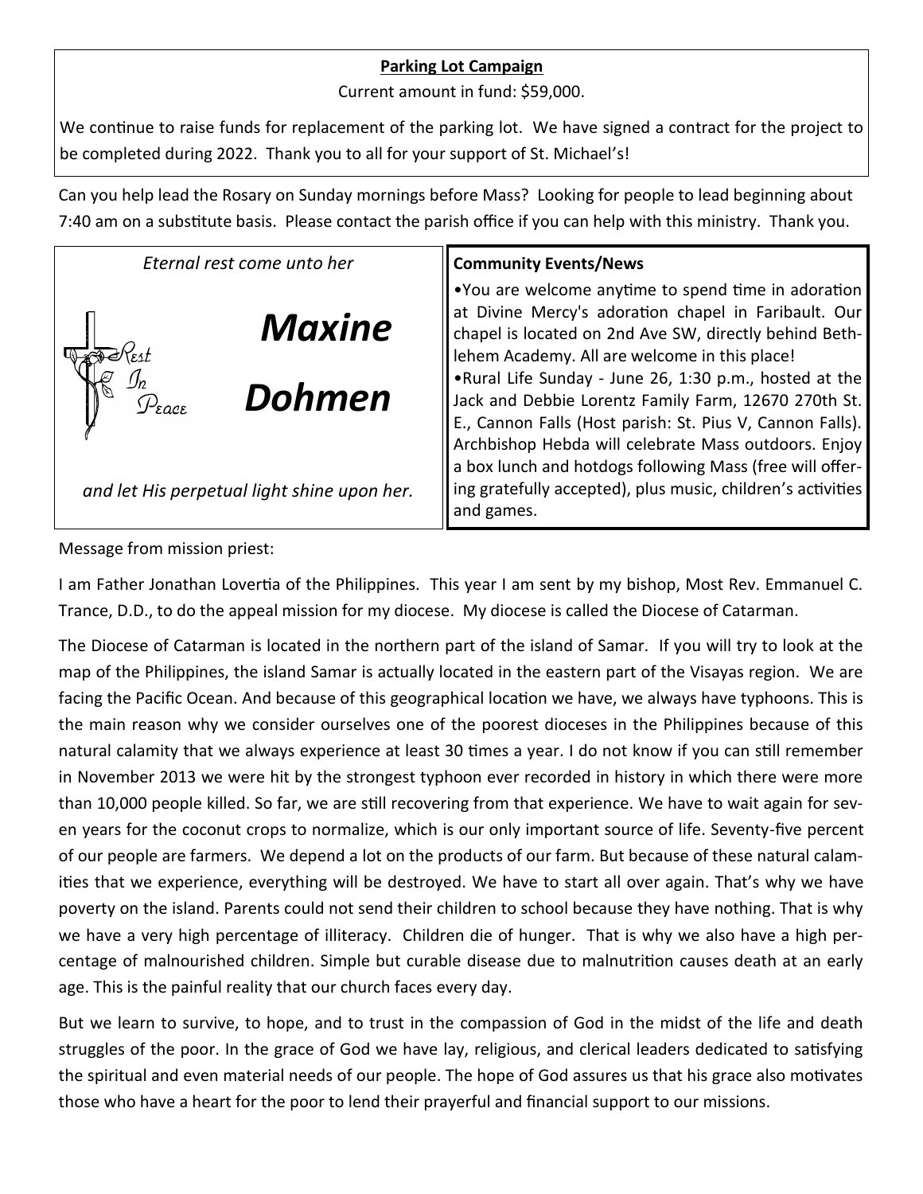**Parking Lot Campaign**

Current amount in fund: $59,000.

We continue to raise funds for replacement of the parking lot. We have signed a contract for the project to be completed during 2022. Thank you to all for your support of St. Michael's!

Can you help lead the Rosary on Sunday mornings before Mass? Looking for people to lead beginning about 7:40 am on a substitute basis. Please contact the parish office if you can help with this ministry. Thank you.

*Eternal rest come unto her*

Rest In Peace

***Maxine Dohmen***

*and let His perpetual light shine upon her.*

**Community Events/News**

- You are welcome anytime to spend time in adoration at Divine Mercy's adoration chapel in Faribault. Our chapel is located on 2nd Ave SW, directly behind Bethlehem Academy. All are welcome in this place!
- Rural Life Sunday - June 26, 1:30 p.m., hosted at the Jack and Debbie Lorentz Family Farm, 12670 270th St. E., Cannon Falls (Host parish: St. Pius V, Cannon Falls). Archbishop Hebda will celebrate Mass outdoors. Enjoy a box lunch and hotdogs following Mass (free will offering gratefully accepted), plus music, children's activities and games.

Message from mission priest:

I am Father Jonathan Lovertia of the Philippines. This year I am sent by my bishop, Most Rev. Emmanuel C. Trance, D.D., to do the appeal mission for my diocese. My diocese is called the Diocese of Catarman.

The Diocese of Catarman is located in the northern part of the island of Samar. If you will try to look at the map of the Philippines, the island Samar is actually located in the eastern part of the Visayas region. We are facing the Pacific Ocean. And because of this geographical location we have, we always have typhoons. This is the main reason why we consider ourselves one of the poorest dioceses in the Philippines because of this natural calamity that we always experience at least 30 times a year. I do not know if you can still remember in November 2013 we were hit by the strongest typhoon ever recorded in history in which there were more than 10,000 people killed. So far, we are still recovering from that experience. We have to wait again for seven years for the coconut crops to normalize, which is our only important source of life. Seventy-five percent of our people are farmers. We depend a lot on the products of our farm. But because of these natural calamities that we experience, everything will be destroyed. We have to start all over again. That's why we have poverty on the island. Parents could not send their children to school because they have nothing. That is why we have a very high percentage of illiteracy. Children die of hunger. That is why we also have a high percentage of malnourished children. Simple but curable disease due to malnutrition causes death at an early age. This is the painful reality that our church faces every day.

But we learn to survive, to hope, and to trust in the compassion of God in the midst of the life and death struggles of the poor. In the grace of God we have lay, religious, and clerical leaders dedicated to satisfying the spiritual and even material needs of our people. The hope of God assures us that his grace also motivates those who have a heart for the poor to lend their prayerful and financial support to our missions.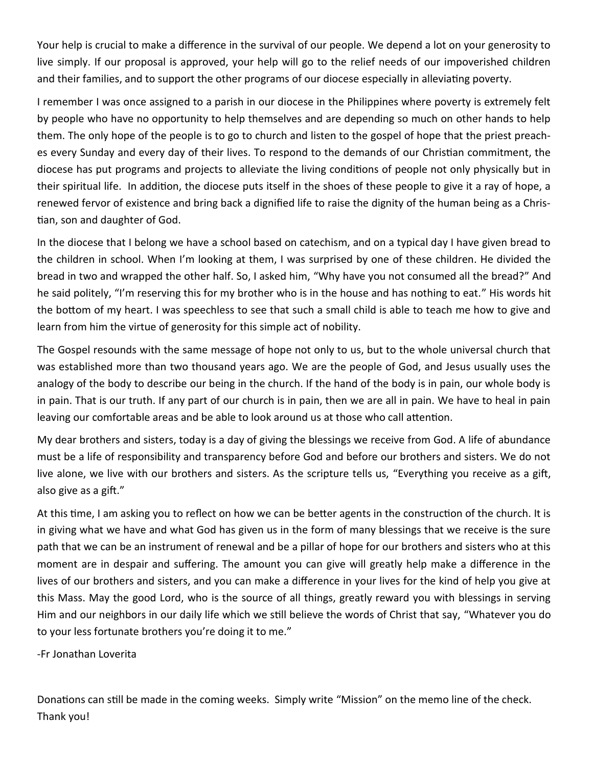Your help is crucial to make a difference in the survival of our people. We depend a lot on your generosity to live simply. If our proposal is approved, your help will go to the relief needs of our impoverished children and their families, and to support the other programs of our diocese especially in alleviating poverty.

I remember I was once assigned to a parish in our diocese in the Philippines where poverty is extremely felt by people who have no opportunity to help themselves and are depending so much on other hands to help them. The only hope of the people is to go to church and listen to the gospel of hope that the priest preaches every Sunday and every day of their lives. To respond to the demands of our Christian commitment, the diocese has put programs and projects to alleviate the living conditions of people not only physically but in their spiritual life. In addition, the diocese puts itself in the shoes of these people to give it a ray of hope, a renewed fervor of existence and bring back a dignified life to raise the dignity of the human being as a Christian, son and daughter of God.

In the diocese that I belong we have a school based on catechism, and on a typical day I have given bread to the children in school. When I'm looking at them, I was surprised by one of these children. He divided the bread in two and wrapped the other half. So, I asked him, "Why have you not consumed all the bread?" And he said politely, "I'm reserving this for my brother who is in the house and has nothing to eat." His words hit the bottom of my heart. I was speechless to see that such a small child is able to teach me how to give and learn from him the virtue of generosity for this simple act of nobility.

The Gospel resounds with the same message of hope not only to us, but to the whole universal church that was established more than two thousand years ago. We are the people of God, and Jesus usually uses the analogy of the body to describe our being in the church. If the hand of the body is in pain, our whole body is in pain. That is our truth. If any part of our church is in pain, then we are all in pain. We have to heal in pain leaving our comfortable areas and be able to look around us at those who call attention.

My dear brothers and sisters, today is a day of giving the blessings we receive from God. A life of abundance must be a life of responsibility and transparency before God and before our brothers and sisters. We do not live alone, we live with our brothers and sisters. As the scripture tells us, "Everything you receive as a gift, also give as a gift."

At this time, I am asking you to reflect on how we can be better agents in the construction of the church. It is in giving what we have and what God has given us in the form of many blessings that we receive is the sure path that we can be an instrument of renewal and be a pillar of hope for our brothers and sisters who at this moment are in despair and suffering. The amount you can give will greatly help make a difference in the lives of our brothers and sisters, and you can make a difference in your lives for the kind of help you give at this Mass. May the good Lord, who is the source of all things, greatly reward you with blessings in serving Him and our neighbors in our daily life which we still believe the words of Christ that say, "Whatever you do to your less fortunate brothers you're doing it to me."

-Fr Jonathan Loverita

Donations can still be made in the coming weeks. Simply write "Mission" on the memo line of the check. Thank you!